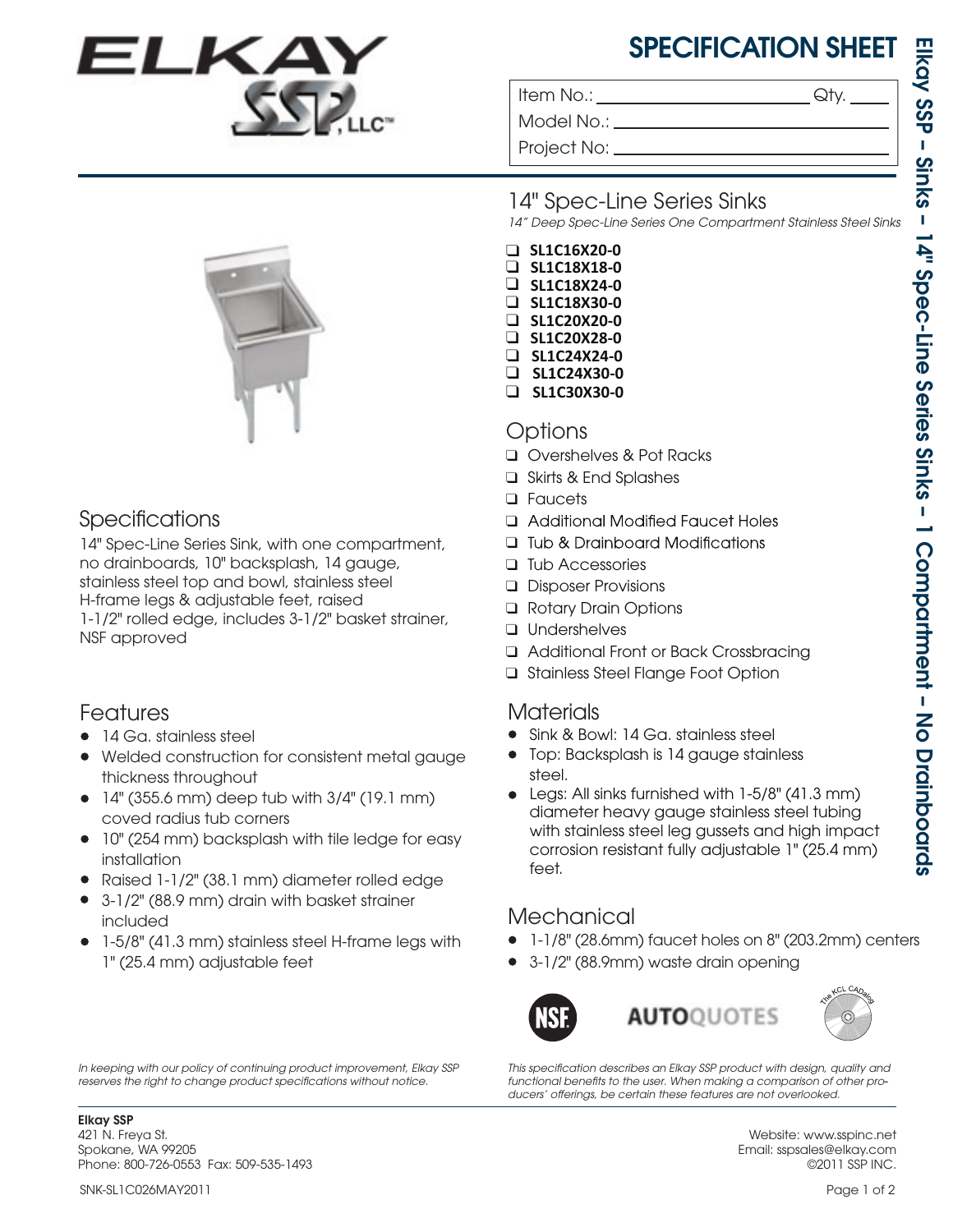# SPECIFICATION SHEET

Item No.: ______________________ Qty. ____

Model No.: ______________________

Project No: ______________________

Elkay SSP – Sinks – 14" Spec-Line Series Sinks – 1 Compartment – No Drainboards

## 14" Spec-Line Series Sinks

*14" Deep Spec-Line Series One Compartment Stainless Steel Sinks*

- ❑ **SL1C16X20-0**
- ❑ **SL1C18X18-0**
- ❑ **SL1C18X24-0**
- ❑ **SL1C18X30-0**
- ❑ **SL1C20X20-0**
- ❑ **SL1C20X28-0**
- ❑ **SL1C24X24-0**
- ❑ **SL1C24X30-0**
- ❑ **SL1C30X30-0**

## Specifications

14" Spec-Line Series Sink, with one compartment, no drainboards, 10" backsplash, 14 gauge, stainless steel top and bowl, stainless steel H-frame legs & adjustable feet, raised 1-1/2" rolled edge, includes 3-1/2" basket strainer, NSF approved

## Features

- 14 Ga. stainless steel
- Welded construction for consistent metal gauge thickness throughout
- 14" (355.6 mm) deep tub with 3/4" (19.1 mm) coved radius tub corners
- 10" (254 mm) backsplash with tile ledge for easy installation
- Raised 1-1/2" (38.1 mm) diameter rolled edge
- 3-1/2" (88.9 mm) drain with basket strainer included
- 1-5/8" (41.3 mm) stainless steel H-frame legs with 1" (25.4 mm) adjustable feet

## Options

- ❑ Overshelves & Pot Racks
- ❑ Skirts & End Splashes
- ❑ Faucets
- ❑ Additional Modified Faucet Holes
- ❑ Tub & Drainboard Modifications
- ❑ Tub Accessories
- ❑ Disposer Provisions
- ❑ Rotary Drain Options
- ❑ Undershelves
- ❑ Additional Front or Back Crossbracing
- ❑ Stainless Steel Flange Foot Option

## Materials

- Sink & Bowl: 14 Ga. stainless steel
- Top: Backsplash is 14 gauge stainless steel.
- Legs: All sinks furnished with 1-5/8" (41.3 mm) diameter heavy gauge stainless steel tubing with stainless steel leg gussets and high impact corrosion resistant fully adjustable 1" (25.4 mm) feet.

## Mechanical

- 1-1/8" (28.6mm) faucet holes on 8" (203.2mm) centers
- 3-1/2" (88.9mm) waste drain opening

*In keeping with our policy of continuing product improvement, Elkay SSP reserves the right to change product specifications without notice.*

*This specification describes an Elkay SSP product with design, quality and functional benefits to the user. When making a comparison of other producers' offerings, be certain these features are not overlooked.*

**Elkay SSP**
421 N. Freya St.
Spokane, WA 99205
Phone: 800-726-0553 Fax: 509-535-1493

Website: www.sspinc.net
Email: sspsales@elkay.com
©2011 SSP INC.

SNK-SL1C026MAY2011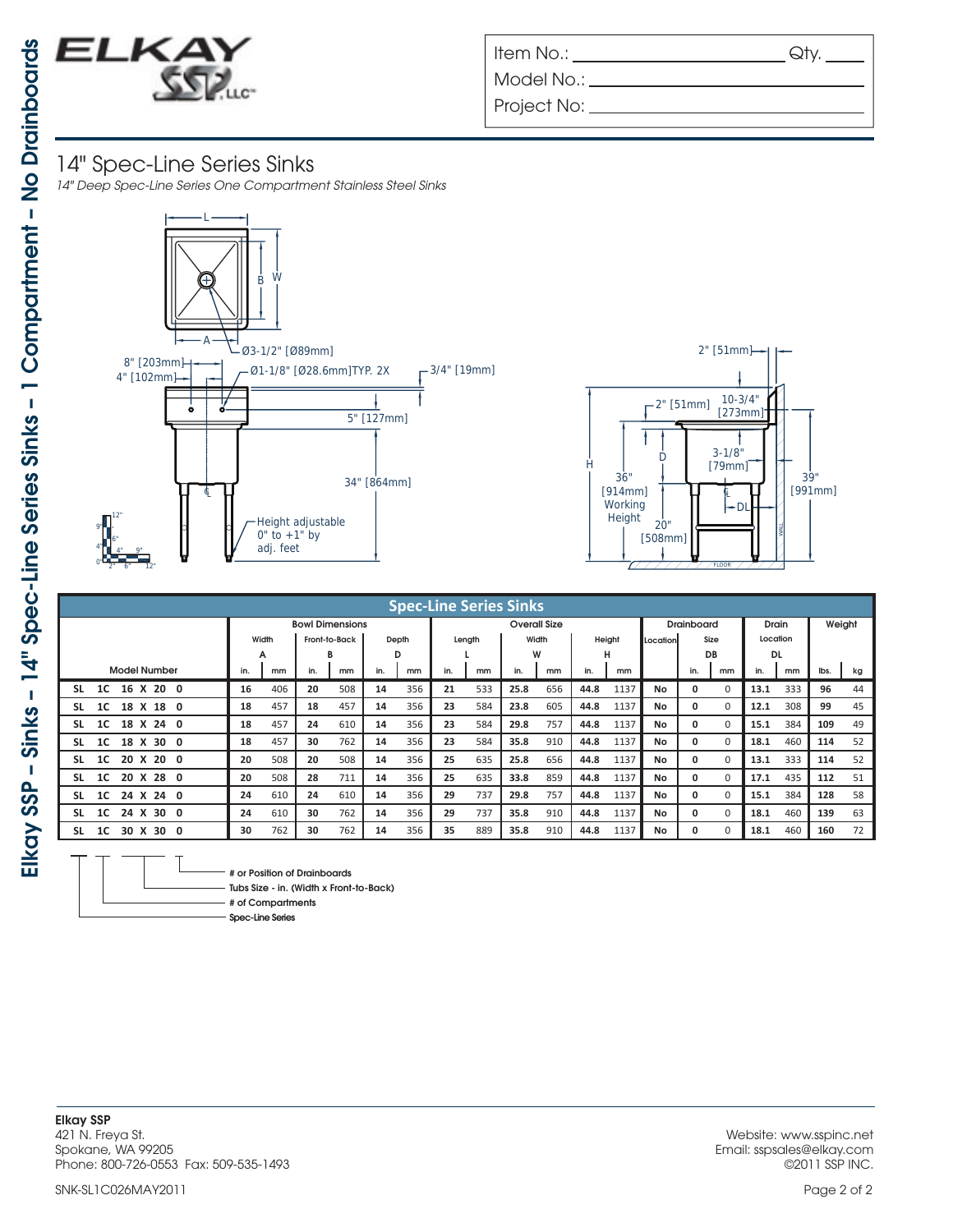Item No.: ______________________ Qty. ____

Model No.: ______________________

Project No: ______________________

# 14" Spec-Line Series Sinks

*14" Deep Spec-Line Series One Compartment Stainless Steel Sinks*

L
B
W
A
Ø3-1/2" [Ø89mm]
8" [203mm]
4" [102mm]
Ø1-1/8" [Ø28.6mm]TYP. 2X
3/4" [19mm]
5" [127mm]
34" [864mm]
Height adjustable 0" to +1" by adj. feet

2" [51mm]
2" [51mm]
10-3/4" [273mm]
H
D
3-1/8" [79mm]
36" [914mm] Working Height
39" [991mm]
DL
20" [508mm]
WALL
FLOOR

| Spec-Line Series Sinks | | | | | | | | | | | | | | | | | | |
|---|---|---|---|---|---|---|---|---|---|---|---|---|---|---|---|---|---|---|
| | Bowl Dimensions | | | | | | Overall Size | | | | | | Drainboard | | | Drain | | Weight | |
| | Width | | Front-to-Back | | Depth | | Length | | Width | | Height | | Location | Size | | Location | | | |
| | A | | B | | D | | L | | W | | H | | | DB | | DL | | | |
| Model Number | in. | mm | in. | mm | in. | mm | in. | mm | in. | mm | in. | mm | | in. | mm | in. | mm | lbs. | kg |
| SL 1C 16 X 20 0 | 16 | 406 | 20 | 508 | 14 | 356 | 21 | 533 | 25.8 | 656 | 44.8 | 1137 | No | 0 | 0 | 13.1 | 333 | 96 | 44 |
| SL 1C 18 X 18 0 | 18 | 457 | 18 | 457 | 14 | 356 | 23 | 584 | 23.8 | 605 | 44.8 | 1137 | No | 0 | 0 | 12.1 | 308 | 99 | 45 |
| SL 1C 18 X 24 0 | 18 | 457 | 24 | 610 | 14 | 356 | 23 | 584 | 29.8 | 757 | 44.8 | 1137 | No | 0 | 0 | 15.1 | 384 | 109 | 49 |
| SL 1C 18 X 30 0 | 18 | 457 | 30 | 762 | 14 | 356 | 23 | 584 | 35.8 | 910 | 44.8 | 1137 | No | 0 | 0 | 18.1 | 460 | 114 | 52 |
| SL 1C 20 X 20 0 | 20 | 508 | 20 | 508 | 14 | 356 | 25 | 635 | 25.8 | 656 | 44.8 | 1137 | No | 0 | 0 | 13.1 | 333 | 114 | 52 |
| SL 1C 20 X 28 0 | 20 | 508 | 28 | 711 | 14 | 356 | 25 | 635 | 33.8 | 859 | 44.8 | 1137 | No | 0 | 0 | 17.1 | 435 | 112 | 51 |
| SL 1C 24 X 24 0 | 24 | 610 | 24 | 610 | 14 | 356 | 29 | 737 | 29.8 | 757 | 44.8 | 1137 | No | 0 | 0 | 15.1 | 384 | 128 | 58 |
| SL 1C 24 X 30 0 | 24 | 610 | 30 | 762 | 14 | 356 | 29 | 737 | 35.8 | 910 | 44.8 | 1137 | No | 0 | 0 | 18.1 | 460 | 139 | 63 |
| SL 1C 30 X 30 0 | 30 | 762 | 30 | 762 | 14 | 356 | 35 | 889 | 35.8 | 910 | 44.8 | 1137 | No | 0 | 0 | 18.1 | 460 | 160 | 72 |

- # or Position of Drainboards
- Tubs Size - in. (Width x Front-to-Back)
- # of Compartments
- Spec-Line Series

**Elkay SSP**
421 N. Freya St.
Spokane, WA 99205
Phone: 800-726-0553 Fax: 509-535-1493

Website: www.sspinc.net
Email: sspsales@elkay.com
©2011 SSP INC.

SNK-SL1C026MAY2011